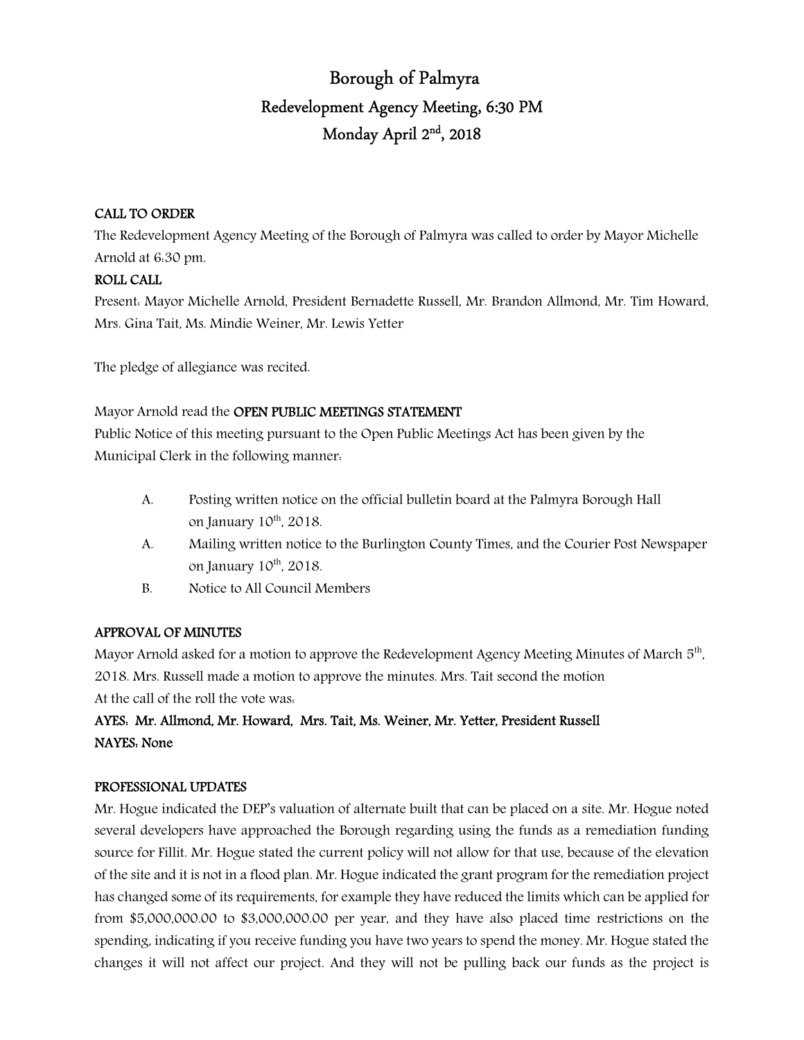# Borough of Palmyra

## Redevelopment Agency Meeting, 6:30 PM

## Monday April 2nd, 2018

**CALL TO ORDER**

The Redevelopment Agency Meeting of the Borough of Palmyra was called to order by Mayor Michelle Arnold at 6:30 pm.

**ROLL CALL**

Present: Mayor Michelle Arnold, President Bernadette Russell, Mr. Brandon Allmond, Mr. Tim Howard, Mrs. Gina Tait, Ms. Mindie Weiner, Mr. Lewis Yetter

The pledge of allegiance was recited.

Mayor Arnold read the **OPEN PUBLIC MEETINGS STATEMENT**

Public Notice of this meeting pursuant to the Open Public Meetings Act has been given by the Municipal Clerk in the following manner:

A. Posting written notice on the official bulletin board at the Palmyra Borough Hall on January 10th, 2018.

A. Mailing written notice to the Burlington County Times, and the Courier Post Newspaper on January 10th, 2018.

B. Notice to All Council Members

**APPROVAL OF MINUTES**

Mayor Arnold asked for a motion to approve the Redevelopment Agency Meeting Minutes of March 5th, 2018. Mrs. Russell made a motion to approve the minutes. Mrs. Tait second the motion

At the call of the roll the vote was:

**AYES: Mr. Allmond, Mr. Howard, Mrs. Tait, Ms. Weiner, Mr. Yetter, President Russell**

**NAYES: None**

**PROFESSIONAL UPDATES**

Mr. Hogue indicated the DEP's valuation of alternate built that can be placed on a site. Mr. Hogue noted several developers have approached the Borough regarding using the funds as a remediation funding source for Fillit. Mr. Hogue stated the current policy will not allow for that use, because of the elevation of the site and it is not in a flood plan. Mr. Hogue indicated the grant program for the remediation project has changed some of its requirements, for example they have reduced the limits which can be applied for from $5,000,000.00 to $3,000,000.00 per year, and they have also placed time restrictions on the spending, indicating if you receive funding you have two years to spend the money. Mr. Hogue stated the changes it will not affect our project. And they will not be pulling back our funds as the project is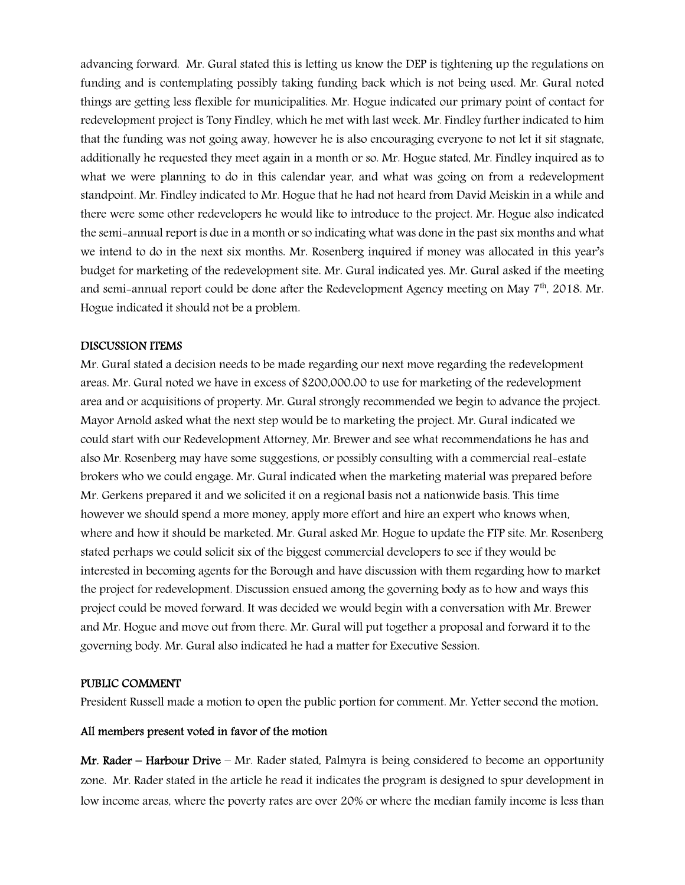advancing forward. Mr. Gural stated this is letting us know the DEP is tightening up the regulations on funding and is contemplating possibly taking funding back which is not being used. Mr. Gural noted things are getting less flexible for municipalities. Mr. Hogue indicated our primary point of contact for redevelopment project is Tony Findley, which he met with last week. Mr. Findley further indicated to him that the funding was not going away, however he is also encouraging everyone to not let it sit stagnate, additionally he requested they meet again in a month or so. Mr. Hogue stated, Mr. Findley inquired as to what we were planning to do in this calendar year, and what was going on from a redevelopment standpoint. Mr. Findley indicated to Mr. Hogue that he had not heard from David Meiskin in a while and there were some other redevelopers he would like to introduce to the project. Mr. Hogue also indicated the semi-annual report is due in a month or so indicating what was done in the past six months and what we intend to do in the next six months. Mr. Rosenberg inquired if money was allocated in this year's budget for marketing of the redevelopment site. Mr. Gural indicated yes. Mr. Gural asked if the meeting and semi-annual report could be done after the Redevelopment Agency meeting on May 7th, 2018. Mr. Hogue indicated it should not be a problem.

## DISCUSSION ITEMS

Mr. Gural stated a decision needs to be made regarding our next move regarding the redevelopment areas. Mr. Gural noted we have in excess of $200,000.00 to use for marketing of the redevelopment area and or acquisitions of property. Mr. Gural strongly recommended we begin to advance the project. Mayor Arnold asked what the next step would be to marketing the project. Mr. Gural indicated we could start with our Redevelopment Attorney, Mr. Brewer and see what recommendations he has and also Mr. Rosenberg may have some suggestions, or possibly consulting with a commercial real-estate brokers who we could engage. Mr. Gural indicated when the marketing material was prepared before Mr. Gerkens prepared it and we solicited it on a regional basis not a nationwide basis. This time however we should spend a more money, apply more effort and hire an expert who knows when, where and how it should be marketed. Mr. Gural asked Mr. Hogue to update the FTP site. Mr. Rosenberg stated perhaps we could solicit six of the biggest commercial developers to see if they would be interested in becoming agents for the Borough and have discussion with them regarding how to market the project for redevelopment. Discussion ensued among the governing body as to how and ways this project could be moved forward. It was decided we would begin with a conversation with Mr. Brewer and Mr. Hogue and move out from there. Mr. Gural will put together a proposal and forward it to the governing body. Mr. Gural also indicated he had a matter for Executive Session.

## PUBLIC COMMENT

President Russell made a motion to open the public portion for comment. Mr. Yetter second the motion.

**All members present voted in favor of the motion**

**Mr. Rader – Harbour Drive** – Mr. Rader stated, Palmyra is being considered to become an opportunity zone. Mr. Rader stated in the article he read it indicates the program is designed to spur development in low income areas, where the poverty rates are over 20% or where the median family income is less than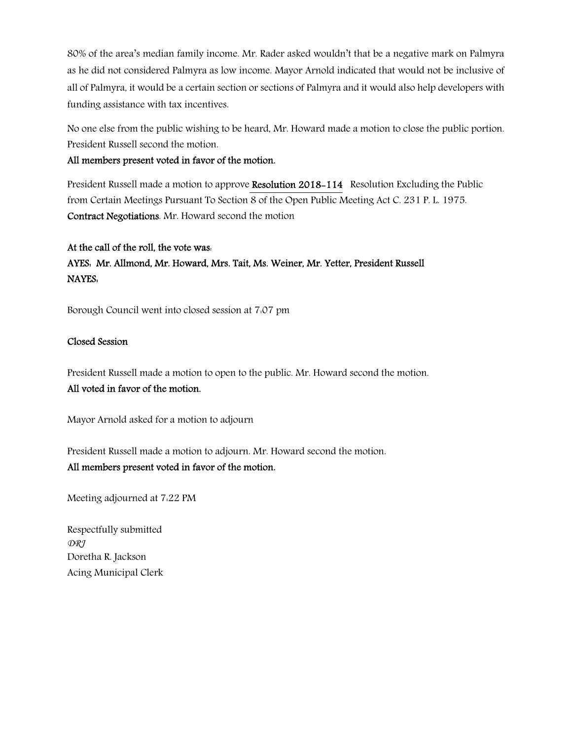80% of the area's median family income. Mr. Rader asked wouldn't that be a negative mark on Palmyra as he did not considered Palmyra as low income. Mayor Arnold indicated that would not be inclusive of all of Palmyra, it would be a certain section or sections of Palmyra and it would also help developers with funding assistance with tax incentives.

No one else from the public wishing to be heard, Mr. Howard made a motion to close the public portion. President Russell second the motion.

**All members present voted in favor of the motion.**

President Russell made a motion to approve **Resolution 2018-114** Resolution Excluding the Public from Certain Meetings Pursuant To Section 8 of the Open Public Meeting Act C. 231 P. L. 1975. **Contract Negotiations**. Mr. Howard second the motion

**At the call of the roll, the vote was:**
**AYES: Mr. Allmond, Mr. Howard, Mrs. Tait, Ms. Weiner, Mr. Yetter, President Russell**
**NAYES:**

Borough Council went into closed session at 7:07 pm

**Closed Session**

President Russell made a motion to open to the public. Mr. Howard second the motion.
**All voted in favor of the motion.**

Mayor Arnold asked for a motion to adjourn

President Russell made a motion to adjourn. Mr. Howard second the motion.
**All members present voted in favor of the motion.**

Meeting adjourned at 7:22 PM

Respectfully submitted
*DRJ*
Doretha R. Jackson
Acing Municipal Clerk